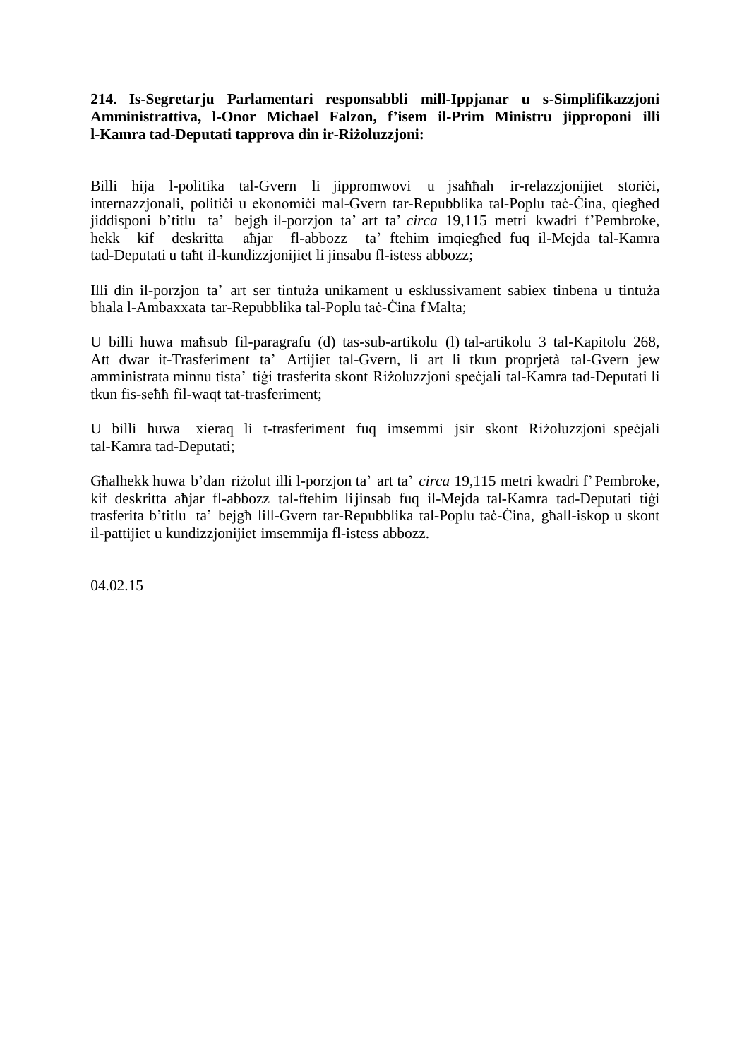**214. Is-Segretarju Parlamentari responsabbli mill-Ippjanar u s-Simplifikazzjoni Amministrattiva, l-Onor Michael Falzon, f'isem il-Prim Ministru jipproponi illi l-Kamra tad-Deputati tapprova din ir-Riżoluzzjoni:**

Billi hija l-politika tal-Gvern li jippromwovi u jsaħħah ir-relazzjonijiet storiċi, internazzjonali, politiċi u ekonomiċi mal-Gvern tar-Repubblika tal-Poplu taċ-Ċina, qiegħed jiddisponi b'titlu ta' bejgħ il-porzjon ta' art ta' *circa* 19,115 metri kwadri f'Pembroke, hekk kif deskritta aħjar fl-abbozz ta' ftehim imqiegħed fuq il-Mejda tal-Kamra tad-Deputati u taħt il-kundizzjonijiet li jinsabu fl-istess abbozz;

Illi din il-porzjon ta' art ser tintuża unikament u esklussivament sabiex tinbena u tintuża bħala l-Ambaxxata tar-Repubblika tal-Poplu taċ-Ċina f Malta;

U billi huwa maħsub fil-paragrafu (d) tas-sub-artikolu (l) tal-artikolu 3 tal-Kapitolu 268, Att dwar it-Trasferiment ta' Artijiet tal-Gvern, li art li tkun proprjetà tal-Gvern jew amministrata minnu tista' tiġi trasferita skont Riżoluzzjoni speċjali tal-Kamra tad-Deputati li tkun fis-seħħ fil-waqt tat-trasferiment;

U billi huwa xieraq li t-trasferiment fuq imsemmi jsir skont Riżoluzzjoni speċjali tal-Kamra tad-Deputati;

Għalhekk huwa b'dan riżolut illi l-porzjon ta' art ta' *circa* 19,115 metri kwadri f' Pembroke, kif deskritta aħjar fl-abbozz tal-ftehim li jinsab fuq il-Mejda tal-Kamra tad-Deputati tiġi trasferita b'titlu ta' bejgħ lill-Gvern tar-Repubblika tal-Poplu taċ-Ċina, għall-iskop u skont il-pattijiet u kundizzjonijiet imsemmija fl-istess abbozz.

04.02.15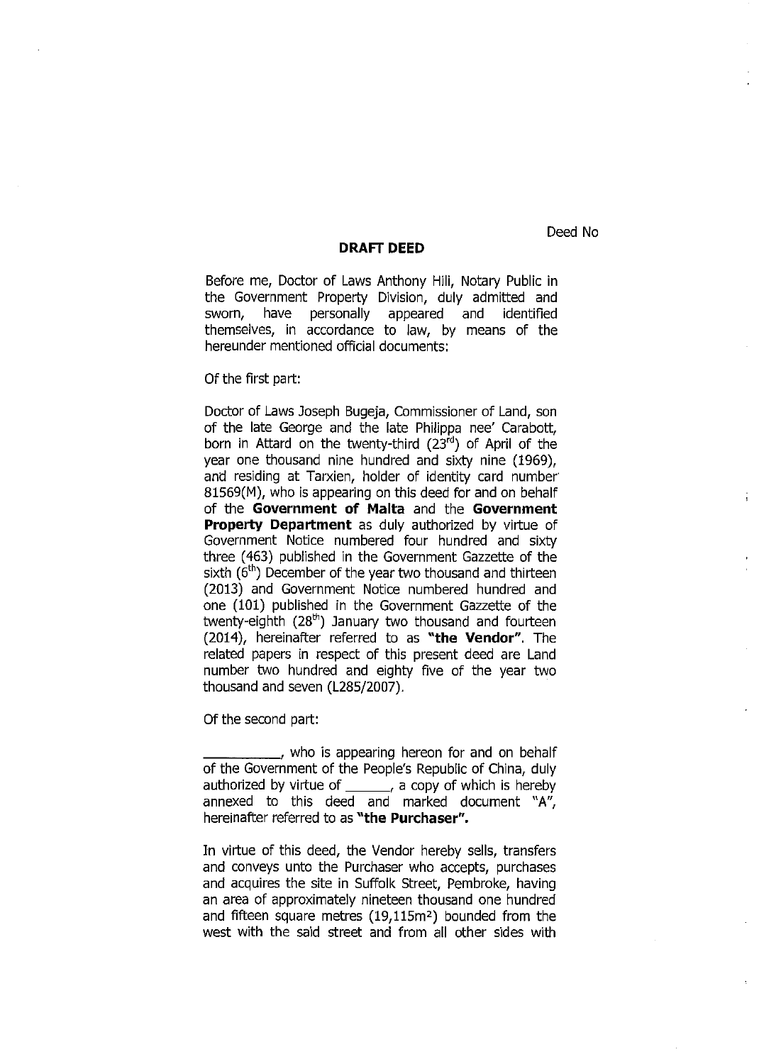Deed No

**DRAFT DEED**

Before me, Doctor of Laws Anthony Hili, Notary Public in the Government Property Division, duly admitted and sworn, have personally appeared and identified themselves, in accordance to law, by means of the hereunder mentioned official documents:

Of the first part:

Doctor of Laws Joseph Bugeja, Commissioner of Land, son of the late George and the late Philippa nee' Carabott, born in Attard on the twenty-third (23rd) of April of the year one thousand nine hundred and sixty nine (1969), and residing at Tarxien, holder of identity card number 81569(M), who is appearing on this deed for and on behalf of the **Government of Malta** and the **Government Property Department** as duly authorized by virtue of Government Notice numbered four hundred and sixty three (463) published in the Government Gazzette of the sixth (6th) December of the year two thousand and thirteen (2013) and Government Notice numbered hundred and one (101) published in the Government Gazzette of the twenty-eighth (28th) January two thousand and fourteen (2014), hereinafter referred to as **"the Vendor"**. The related papers in respect of this present deed are Land number two hundred and eighty five of the year two thousand and seven (L285/2007).

Of the second part:

__________, who is appearing hereon for and on behalf of the Government of the People's Republic of China, duly authorized by virtue of ______, a copy of which is hereby annexed to this deed and marked document "A", hereinafter referred to as **"the Purchaser".**

In virtue of this deed, the Vendor hereby sells, transfers and conveys unto the Purchaser who accepts, purchases and acquires the site in Suffolk Street, Pembroke, having an area of approximately nineteen thousand one hundred and fifteen square metres (19,115m²) bounded from the west with the said street and from all other sides with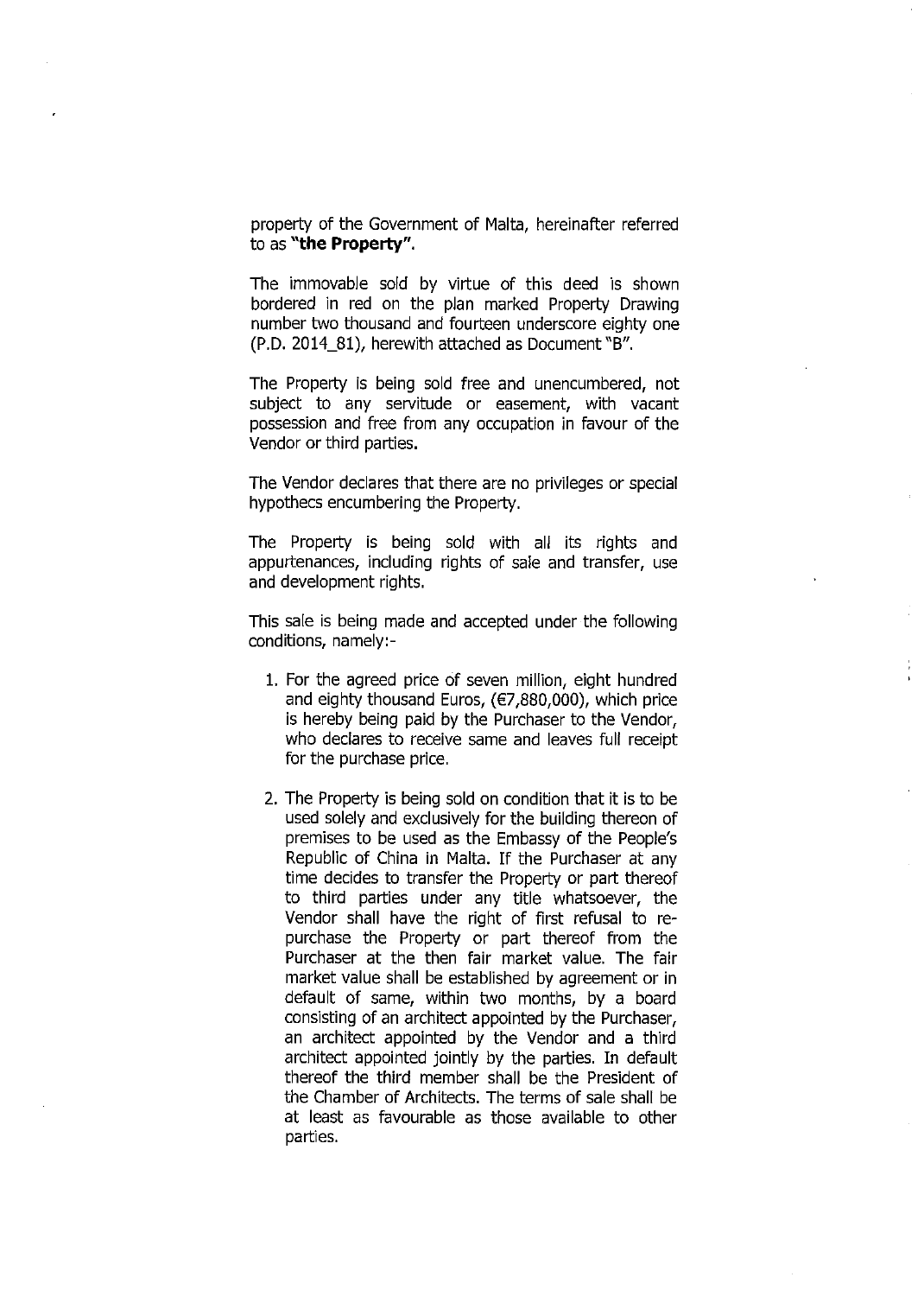property of the Government of Malta, hereinafter referred to as **"the Property"**.

The immovable sold by virtue of this deed is shown bordered in red on the plan marked Property Drawing number two thousand and fourteen underscore eighty one (P.D. 2014_81), herewith attached as Document "B".

The Property is being sold free and unencumbered, not subject to any servitude or easement, with vacant possession and free from any occupation in favour of the Vendor or third parties.

The Vendor declares that there are no privileges or special hypothecs encumbering the Property.

The Property is being sold with all its rights and appurtenances, including rights of sale and transfer, use and development rights.

This sale is being made and accepted under the following conditions, namely:-

1. For the agreed price of seven million, eight hundred and eighty thousand Euros, (€7,880,000), which price is hereby being paid by the Purchaser to the Vendor, who declares to receive same and leaves full receipt for the purchase price.

2. The Property is being sold on condition that it is to be used solely and exclusively for the building thereon of premises to be used as the Embassy of the People's Republic of China in Malta. If the Purchaser at any time decides to transfer the Property or part thereof to third parties under any title whatsoever, the Vendor shall have the right of first refusal to re-purchase the Property or part thereof from the Purchaser at the then fair market value. The fair market value shall be established by agreement or in default of same, within two months, by a board consisting of an architect appointed by the Purchaser, an architect appointed by the Vendor and a third architect appointed jointly by the parties. In default thereof the third member shall be the President of the Chamber of Architects. The terms of sale shall be at least as favourable as those available to other parties.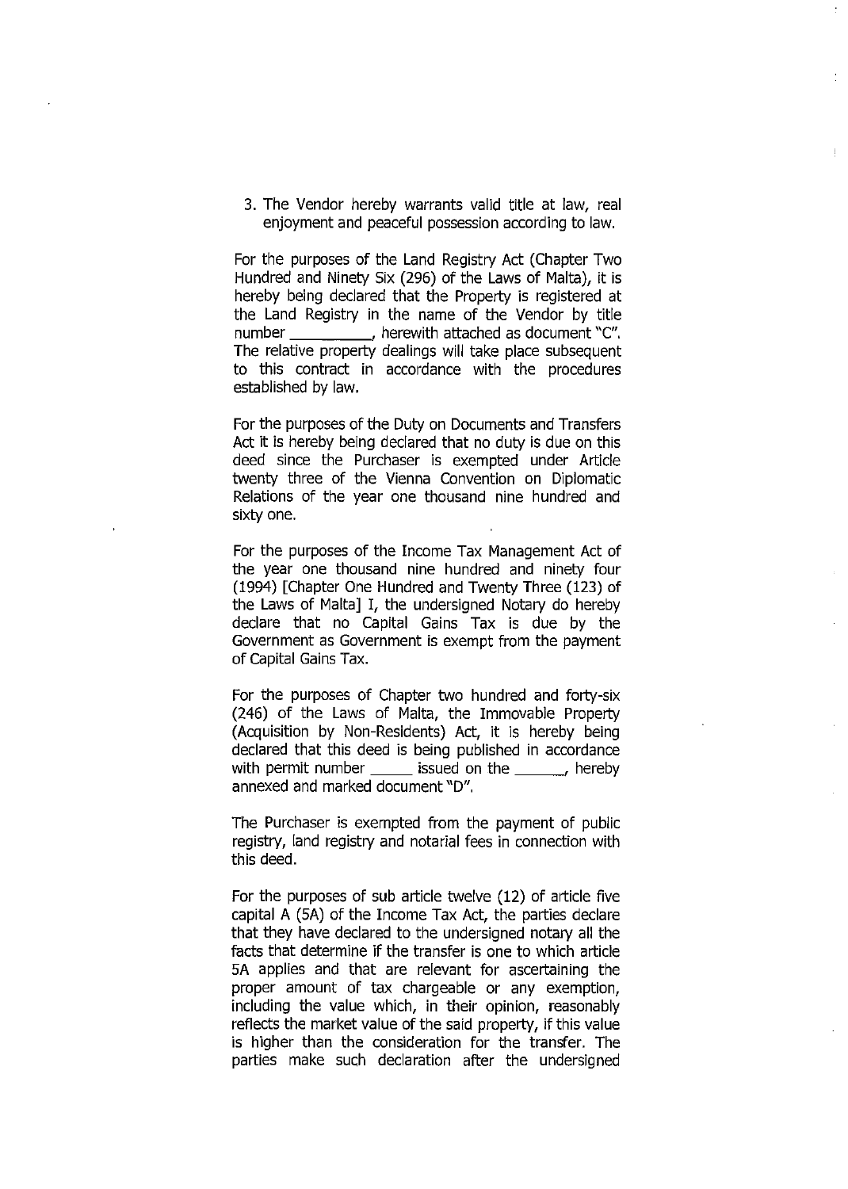3. The Vendor hereby warrants valid title at law, real enjoyment and peaceful possession according to law.

For the purposes of the Land Registry Act (Chapter Two Hundred and Ninety Six (296) of the Laws of Malta), it is hereby being declared that the Property is registered at the Land Registry in the name of the Vendor by title number __________, herewith attached as document "C". The relative property dealings will take place subsequent to this contract in accordance with the procedures established by law.

For the purposes of the Duty on Documents and Transfers Act it is hereby being declared that no duty is due on this deed since the Purchaser is exempted under Article twenty three of the Vienna Convention on Diplomatic Relations of the year one thousand nine hundred and sixty one.

For the purposes of the Income Tax Management Act of the year one thousand nine hundred and ninety four (1994) [Chapter One Hundred and Twenty Three (123) of the Laws of Malta] I, the undersigned Notary do hereby declare that no Capital Gains Tax is due by the Government as Government is exempt from the payment of Capital Gains Tax.

For the purposes of Chapter two hundred and forty-six (246) of the Laws of Malta, the Immovable Property (Acquisition by Non-Residents) Act, it is hereby being declared that this deed is being published in accordance with permit number ______ issued on the _______, hereby annexed and marked document "D".

The Purchaser is exempted from the payment of public registry, land registry and notarial fees in connection with this deed.

For the purposes of sub article twelve (12) of article five capital A (5A) of the Income Tax Act, the parties declare that they have declared to the undersigned notary all the facts that determine if the transfer is one to which article 5A applies and that are relevant for ascertaining the proper amount of tax chargeable or any exemption, including the value which, in their opinion, reasonably reflects the market value of the said property, if this value is higher than the consideration for the transfer. The parties make such declaration after the undersigned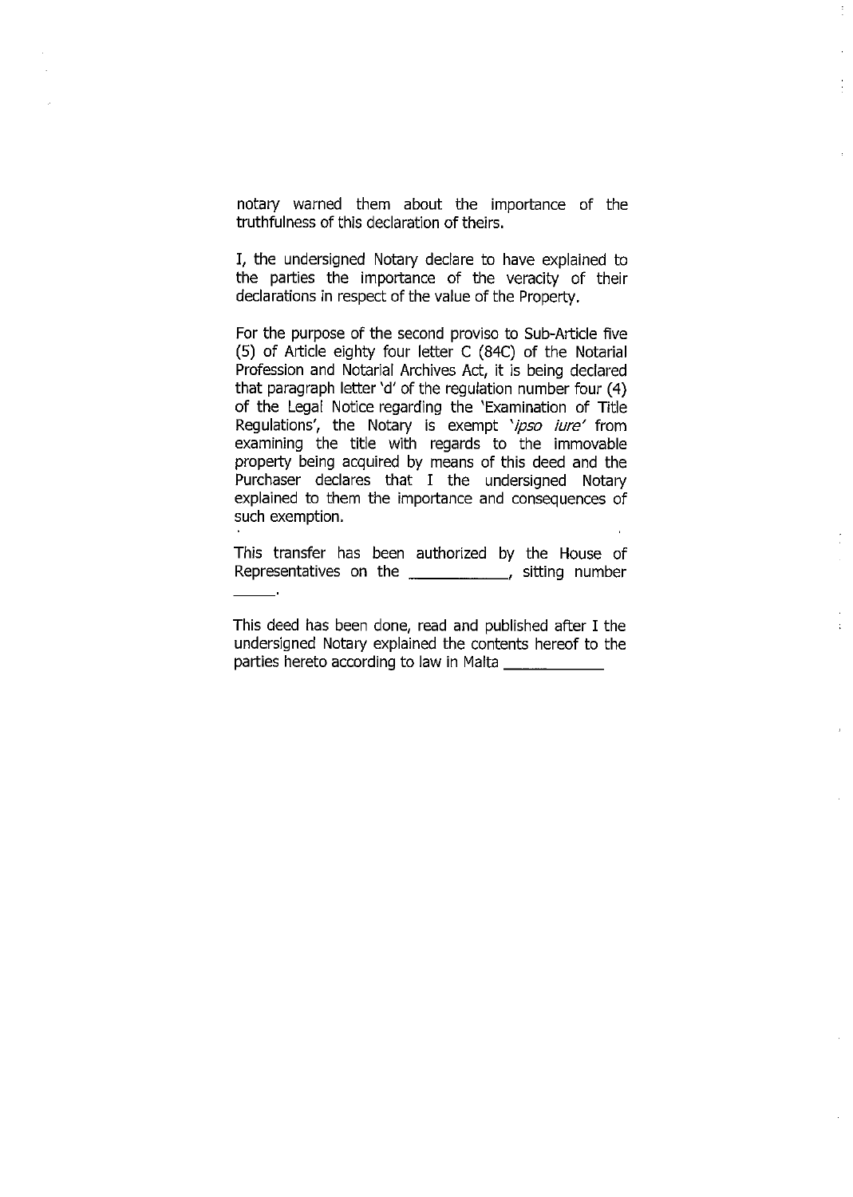notary warned them about the importance of the truthfulness of this declaration of theirs.

I, the undersigned Notary declare to have explained to the parties the importance of the veracity of their declarations in respect of the value of the Property.

For the purpose of the second proviso to Sub-Article five (5) of Article eighty four letter C (84C) of the Notarial Profession and Notarial Archives Act, it is being declared that paragraph letter 'd' of the regulation number four (4) of the Legal Notice regarding the 'Examination of Title Regulations', the Notary is exempt '*ipso iure*' from examining the title with regards to the immovable property being acquired by means of this deed and the Purchaser declares that I the undersigned Notary explained to them the importance and consequences of such exemption.

This transfer has been authorized by the House of Representatives on the ___________, sitting number _____.

This deed has been done, read and published after I the undersigned Notary explained the contents hereof to the parties hereto according to law in Malta ___________